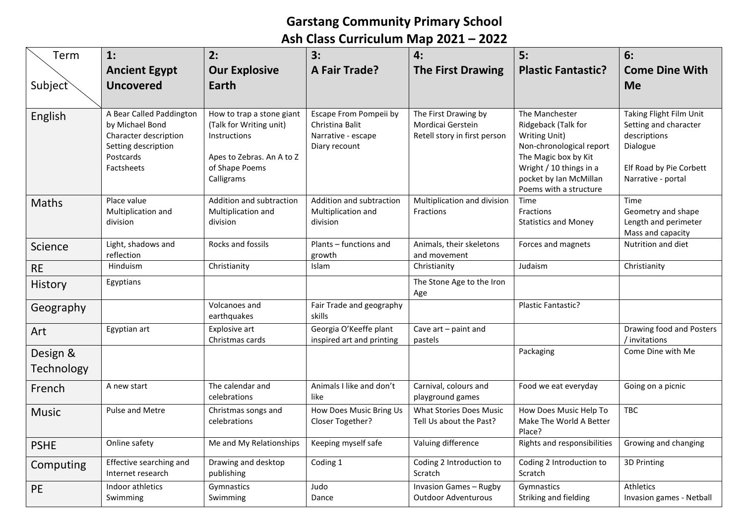# Garstang Community Primary School
# Ash Class Curriculum Map 2021 – 2022

| Term / Subject | 1: **Ancient Egypt Uncovered** | 2: **Our Explosive Earth** | 3: **A Fair Trade?** | 4: **The First Drawing** | 5: **Plastic Fantastic?** | 6: **Come Dine With Me** |
|---|---|---|---|---|---|---|
| English | A Bear Called Paddington by Michael Bond<br>Character description<br>Setting description<br>Postcards<br>Factsheets | How to trap a stone giant (Talk for Writing unit)<br>Instructions<br><br>Apes to Zebras. An A to Z of Shape Poems<br>Calligrams | Escape From Pompeii by Christina Balit<br>Narrative - escape<br>Diary recount | The First Drawing by Mordicai Gerstein<br>Retell story in first person | The Manchester Ridgeback (Talk for Writing Unit)<br>Non-chronological report<br>The Magic box by Kit Wright / 10 things in a pocket by Ian McMillan<br>Poems with a structure | Taking Flight Film Unit<br>Setting and character descriptions<br>Dialogue<br><br>Elf Road by Pie Corbett<br>Narrative - portal |
| Maths | Place value<br>Multiplication and division | Addition and subtraction<br>Multiplication and division | Addition and subtraction<br>Multiplication and division | Multiplication and division<br>Fractions | Time<br>Fractions<br>Statistics and Money | Time<br>Geometry and shape<br>Length and perimeter<br>Mass and capacity |
| Science | Light, shadows and reflection | Rocks and fossils | Plants – functions and growth | Animals, their skeletons and movement | Forces and magnets | Nutrition and diet |
| RE | Hinduism | Christianity | Islam | Christianity | Judaism | Christianity |
| History | Egyptians | | | The Stone Age to the Iron Age | | |
| Geography | | Volcanoes and earthquakes | Fair Trade and geography skills | | Plastic Fantastic? | |
| Art | Egyptian art | Explosive art<br>Christmas cards | Georgia O'Keeffe plant inspired art and printing | Cave art – paint and pastels | | Drawing food and Posters / invitations |
| Design & Technology | | | | | Packaging | Come Dine with Me |
| French | A new start | The calendar and celebrations | Animals I like and don't like | Carnival, colours and playground games | Food we eat everyday | Going on a picnic |
| Music | Pulse and Metre | Christmas songs and celebrations | How Does Music Bring Us Closer Together? | What Stories Does Music Tell Us about the Past? | How Does Music Help To Make The World A Better Place? | TBC |
| PSHE | Online safety | Me and My Relationships | Keeping myself safe | Valuing difference | Rights and responsibilities | Growing and changing |
| Computing | Effective searching and Internet research | Drawing and desktop publishing | Coding 1 | Coding 2 Introduction to Scratch | Coding 2 Introduction to Scratch | 3D Printing |
| PE | Indoor athletics<br>Swimming | Gymnastics<br>Swimming | Judo<br>Dance | Invasion Games – Rugby<br>Outdoor Adventurous | Gymnastics<br>Striking and fielding | Athletics<br>Invasion games - Netball |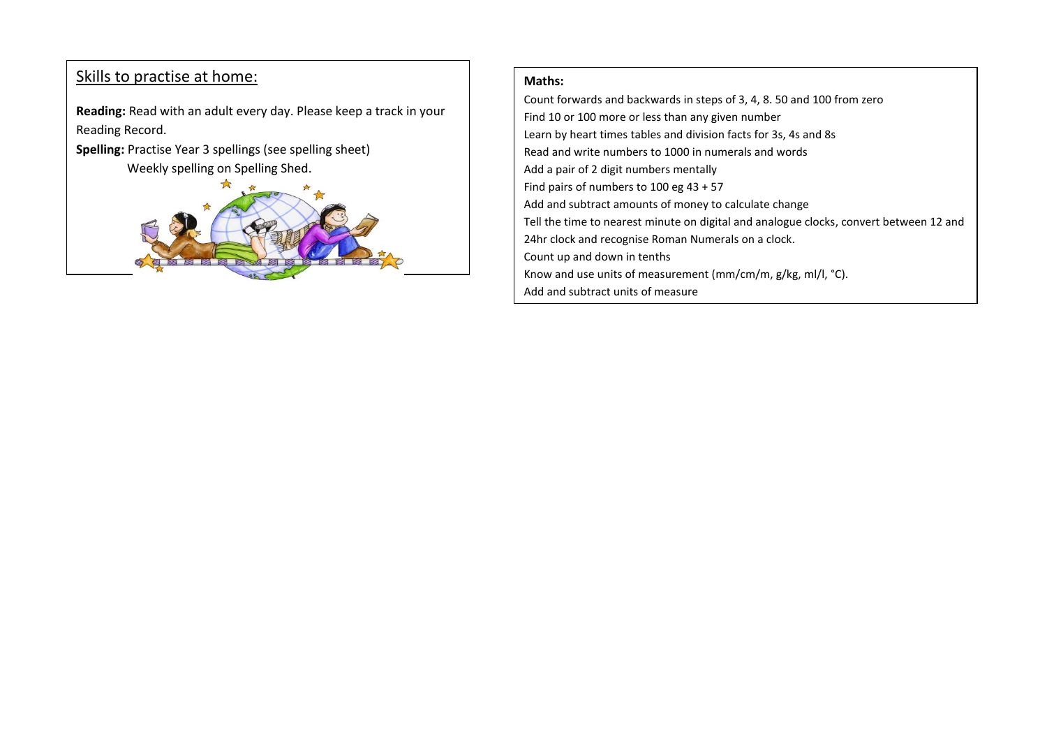## Skills to practise at home:

**Reading:** Read with an adult every day. Please keep a track in your Reading Record.

**Spelling:** Practise Year 3 spellings (see spelling sheet)

Weekly spelling on Spelling Shed.

**Maths:**

Count forwards and backwards in steps of 3, 4, 8. 50 and 100 from zero

Find 10 or 100 more or less than any given number

Learn by heart times tables and division facts for 3s, 4s and 8s

Read and write numbers to 1000 in numerals and words

Add a pair of 2 digit numbers mentally

Find pairs of numbers to 100 eg 43 + 57

Add and subtract amounts of money to calculate change

Tell the time to nearest minute on digital and analogue clocks, convert between 12 and 24hr clock and recognise Roman Numerals on a clock.

Count up and down in tenths

Know and use units of measurement (mm/cm/m, g/kg, ml/l, °C).

Add and subtract units of measure